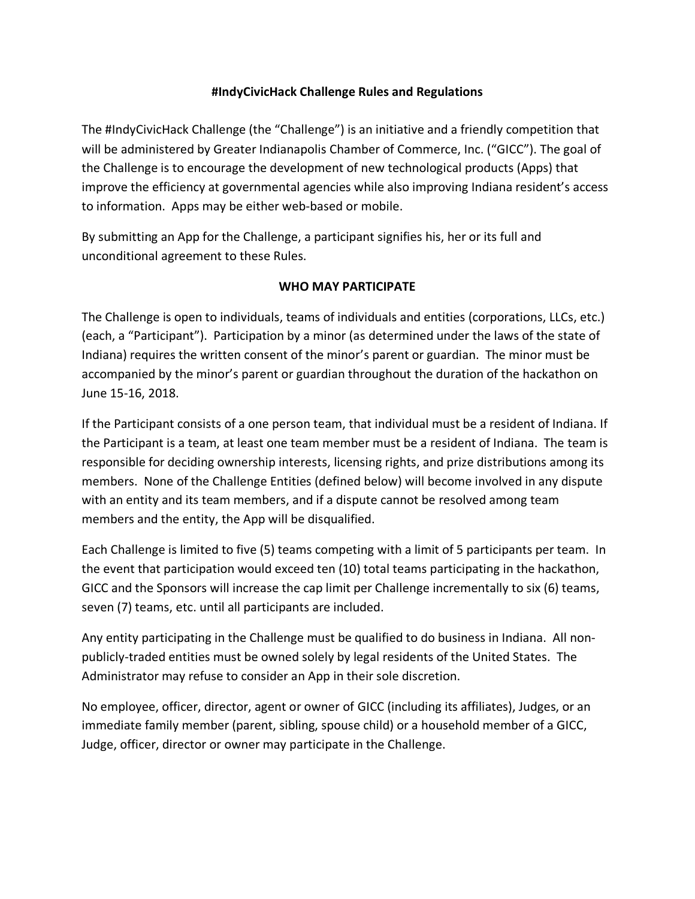# #IndyCivicHack Challenge Rules and Regulations

The #IndyCivicHack Challenge (the "Challenge") is an initiative and a friendly competition that will be administered by Greater Indianapolis Chamber of Commerce, Inc. ("GICC"). The goal of the Challenge is to encourage the development of new technological products (Apps) that improve the efficiency at governmental agencies while also improving Indiana resident's access to information. Apps may be either web-based or mobile.

By submitting an App for the Challenge, a participant signifies his, her or its full and unconditional agreement to these Rules.

## WHO MAY PARTICIPATE

The Challenge is open to individuals, teams of individuals and entities (corporations, LLCs, etc.) (each, a "Participant"). Participation by a minor (as determined under the laws of the state of Indiana) requires the written consent of the minor's parent or guardian. The minor must be accompanied by the minor's parent or guardian throughout the duration of the hackathon on June 15-16, 2018.

If the Participant consists of a one person team, that individual must be a resident of Indiana. If the Participant is a team, at least one team member must be a resident of Indiana. The team is responsible for deciding ownership interests, licensing rights, and prize distributions among its members. None of the Challenge Entities (defined below) will become involved in any dispute with an entity and its team members, and if a dispute cannot be resolved among team members and the entity, the App will be disqualified.

Each Challenge is limited to five (5) teams competing with a limit of 5 participants per team. In the event that participation would exceed ten (10) total teams participating in the hackathon, GICC and the Sponsors will increase the cap limit per Challenge incrementally to six (6) teams, seven (7) teams, etc. until all participants are included.

Any entity participating in the Challenge must be qualified to do business in Indiana. All non-publicly-traded entities must be owned solely by legal residents of the United States. The Administrator may refuse to consider an App in their sole discretion.

No employee, officer, director, agent or owner of GICC (including its affiliates), Judges, or an immediate family member (parent, sibling, spouse child) or a household member of a GICC, Judge, officer, director or owner may participate in the Challenge.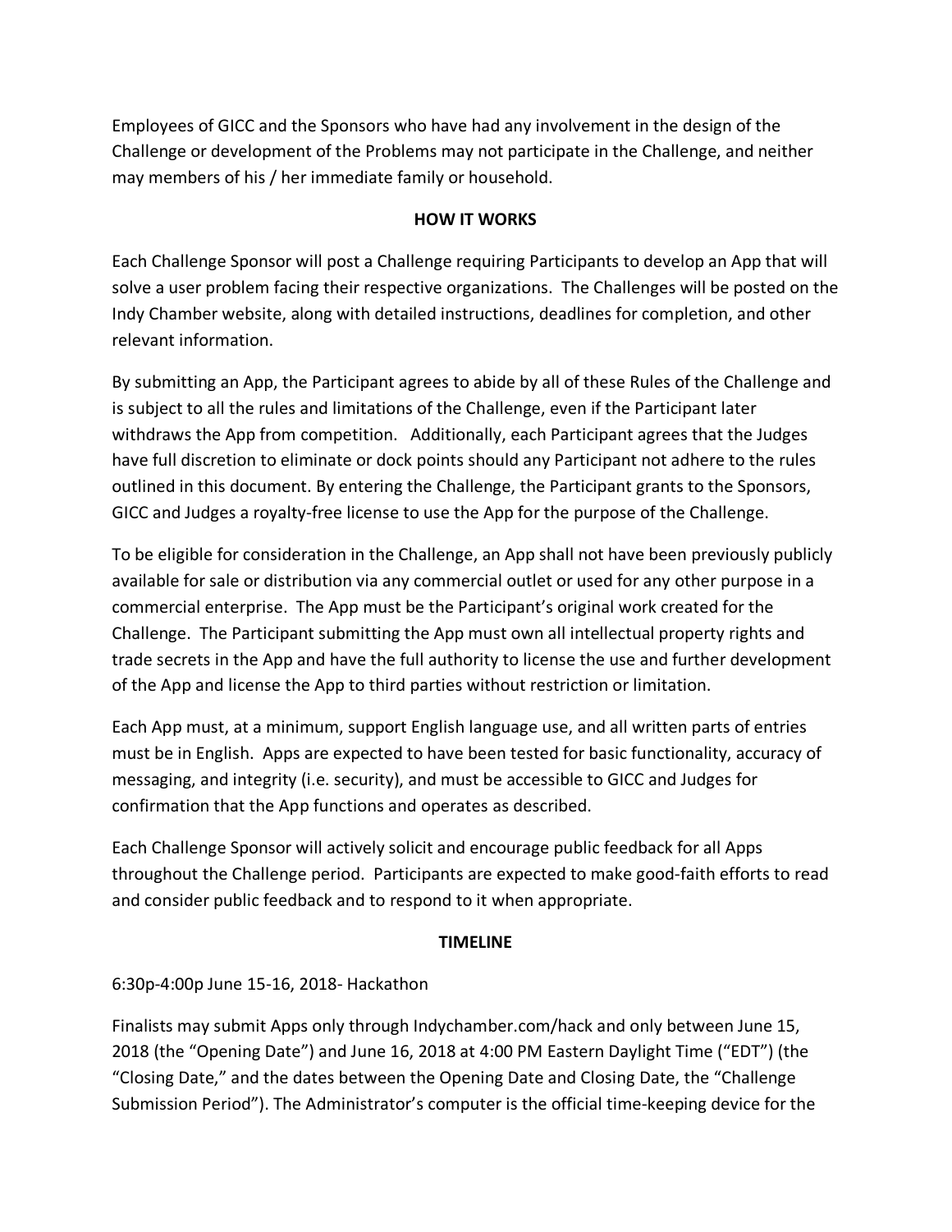Employees of GICC and the Sponsors who have had any involvement in the design of the Challenge or development of the Problems may not participate in the Challenge, and neither may members of his / her immediate family or household.

## HOW IT WORKS

Each Challenge Sponsor will post a Challenge requiring Participants to develop an App that will solve a user problem facing their respective organizations. The Challenges will be posted on the Indy Chamber website, along with detailed instructions, deadlines for completion, and other relevant information.

By submitting an App, the Participant agrees to abide by all of these Rules of the Challenge and is subject to all the rules and limitations of the Challenge, even if the Participant later withdraws the App from competition. Additionally, each Participant agrees that the Judges have full discretion to eliminate or dock points should any Participant not adhere to the rules outlined in this document. By entering the Challenge, the Participant grants to the Sponsors, GICC and Judges a royalty-free license to use the App for the purpose of the Challenge.

To be eligible for consideration in the Challenge, an App shall not have been previously publicly available for sale or distribution via any commercial outlet or used for any other purpose in a commercial enterprise. The App must be the Participant's original work created for the Challenge. The Participant submitting the App must own all intellectual property rights and trade secrets in the App and have the full authority to license the use and further development of the App and license the App to third parties without restriction or limitation.

Each App must, at a minimum, support English language use, and all written parts of entries must be in English. Apps are expected to have been tested for basic functionality, accuracy of messaging, and integrity (i.e. security), and must be accessible to GICC and Judges for confirmation that the App functions and operates as described.

Each Challenge Sponsor will actively solicit and encourage public feedback for all Apps throughout the Challenge period. Participants are expected to make good-faith efforts to read and consider public feedback and to respond to it when appropriate.

## TIMELINE

6:30p-4:00p June 15-16, 2018- Hackathon

Finalists may submit Apps only through Indychamber.com/hack and only between June 15, 2018 (the "Opening Date") and June 16, 2018 at 4:00 PM Eastern Daylight Time ("EDT") (the "Closing Date," and the dates between the Opening Date and Closing Date, the "Challenge Submission Period"). The Administrator's computer is the official time-keeping device for the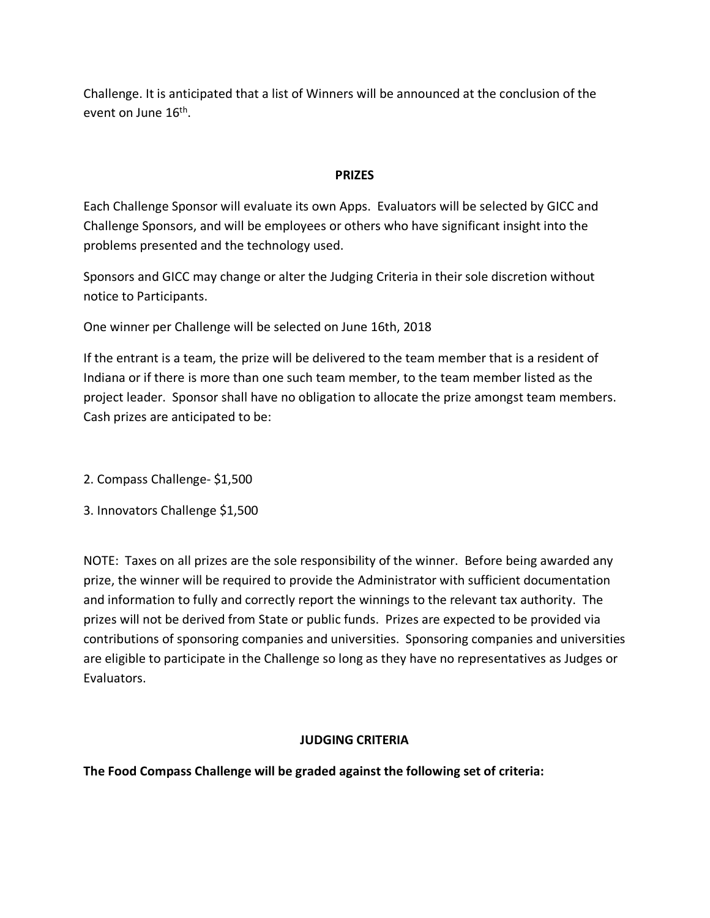Challenge. It is anticipated that a list of Winners will be announced at the conclusion of the event on June 16th.

## PRIZES

Each Challenge Sponsor will evaluate its own Apps. Evaluators will be selected by GICC and Challenge Sponsors, and will be employees or others who have significant insight into the problems presented and the technology used.

Sponsors and GICC may change or alter the Judging Criteria in their sole discretion without notice to Participants.

One winner per Challenge will be selected on June 16th, 2018

If the entrant is a team, the prize will be delivered to the team member that is a resident of Indiana or if there is more than one such team member, to the team member listed as the project leader. Sponsor shall have no obligation to allocate the prize amongst team members. Cash prizes are anticipated to be:

2. Compass Challenge- $1,500

3. Innovators Challenge $1,500

NOTE: Taxes on all prizes are the sole responsibility of the winner. Before being awarded any prize, the winner will be required to provide the Administrator with sufficient documentation and information to fully and correctly report the winnings to the relevant tax authority. The prizes will not be derived from State or public funds. Prizes are expected to be provided via contributions of sponsoring companies and universities. Sponsoring companies and universities are eligible to participate in the Challenge so long as they have no representatives as Judges or Evaluators.

## JUDGING CRITERIA

**The Food Compass Challenge will be graded against the following set of criteria:**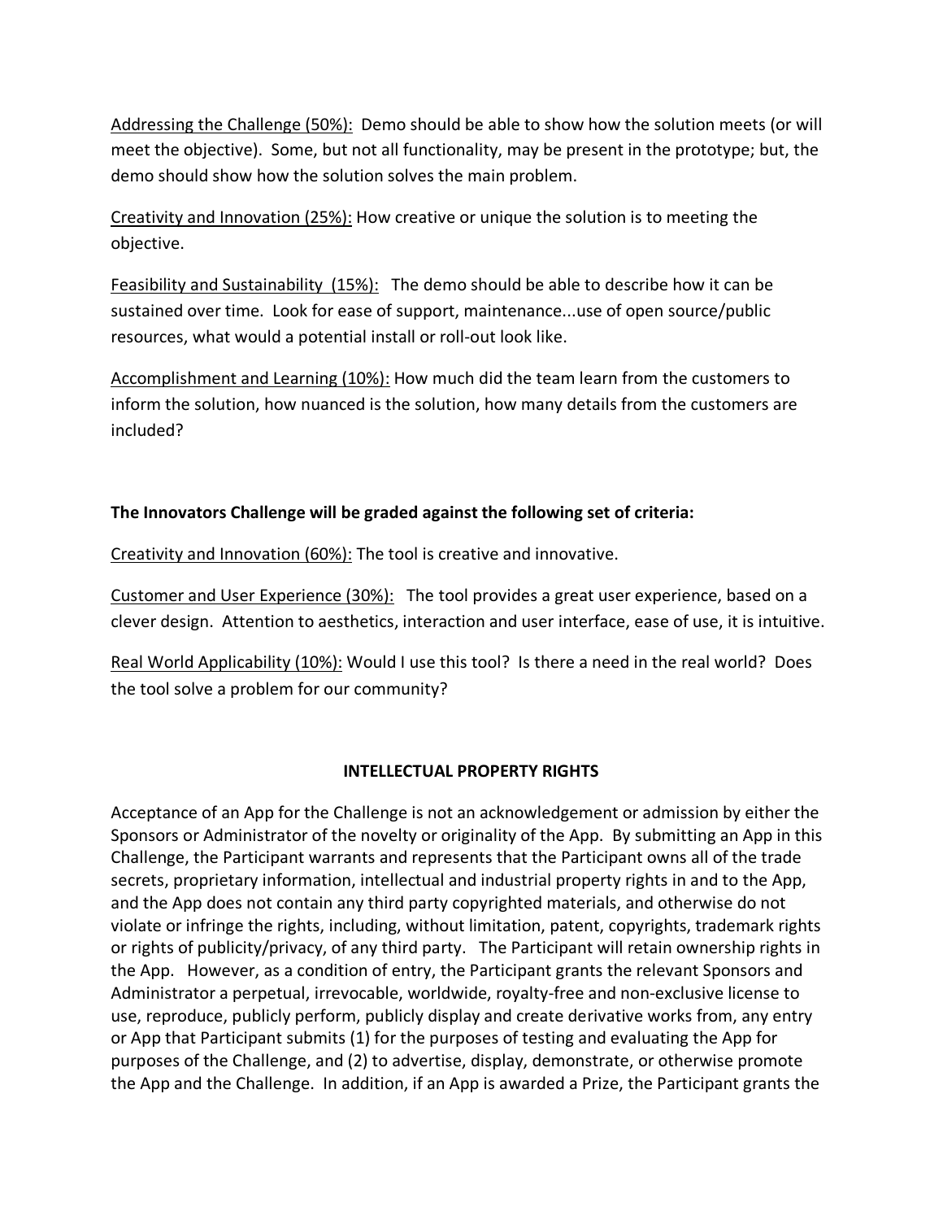<u>Addressing the Challenge (50%):</u> Demo should be able to show how the solution meets (or will meet the objective). Some, but not all functionality, may be present in the prototype; but, the demo should show how the solution solves the main problem.

<u>Creativity and Innovation (25%):</u> How creative or unique the solution is to meeting the objective.

<u>Feasibility and Sustainability (15%):</u> The demo should be able to describe how it can be sustained over time. Look for ease of support, maintenance...use of open source/public resources, what would a potential install or roll-out look like.

<u>Accomplishment and Learning (10%):</u> How much did the team learn from the customers to inform the solution, how nuanced is the solution, how many details from the customers are included?

**The Innovators Challenge will be graded against the following set of criteria:**

<u>Creativity and Innovation (60%):</u> The tool is creative and innovative.

<u>Customer and User Experience (30%):</u> The tool provides a great user experience, based on a clever design. Attention to aesthetics, interaction and user interface, ease of use, it is intuitive.

<u>Real World Applicability (10%):</u> Would I use this tool? Is there a need in the real world? Does the tool solve a problem for our community?

## INTELLECTUAL PROPERTY RIGHTS

Acceptance of an App for the Challenge is not an acknowledgement or admission by either the Sponsors or Administrator of the novelty or originality of the App. By submitting an App in this Challenge, the Participant warrants and represents that the Participant owns all of the trade secrets, proprietary information, intellectual and industrial property rights in and to the App, and the App does not contain any third party copyrighted materials, and otherwise do not violate or infringe the rights, including, without limitation, patent, copyrights, trademark rights or rights of publicity/privacy, of any third party. The Participant will retain ownership rights in the App. However, as a condition of entry, the Participant grants the relevant Sponsors and Administrator a perpetual, irrevocable, worldwide, royalty-free and non-exclusive license to use, reproduce, publicly perform, publicly display and create derivative works from, any entry or App that Participant submits (1) for the purposes of testing and evaluating the App for purposes of the Challenge, and (2) to advertise, display, demonstrate, or otherwise promote the App and the Challenge. In addition, if an App is awarded a Prize, the Participant grants the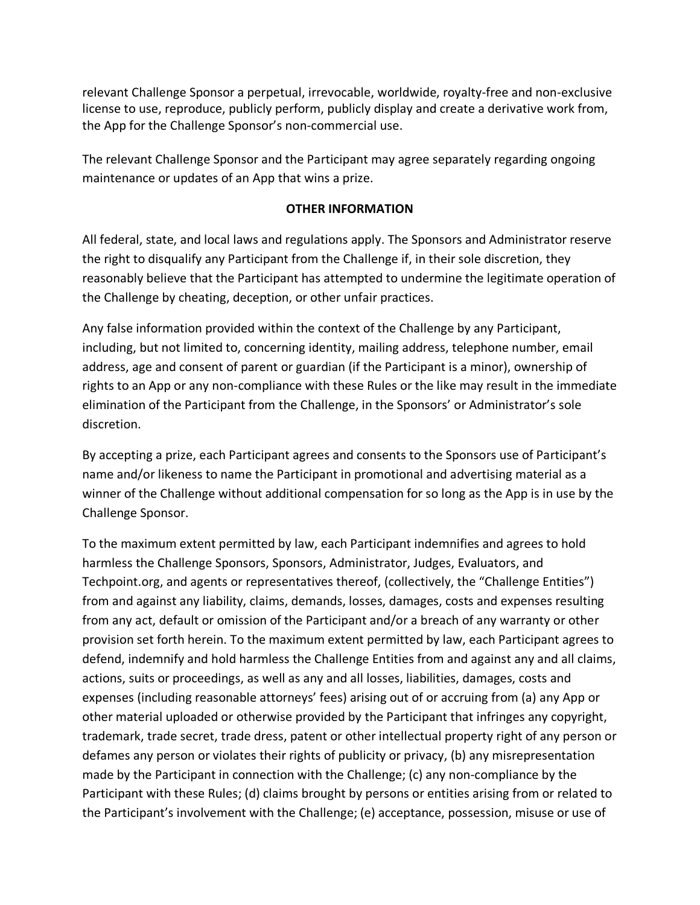relevant Challenge Sponsor a perpetual, irrevocable, worldwide, royalty-free and non-exclusive license to use, reproduce, publicly perform, publicly display and create a derivative work from, the App for the Challenge Sponsor's non-commercial use.

The relevant Challenge Sponsor and the Participant may agree separately regarding ongoing maintenance or updates of an App that wins a prize.

## OTHER INFORMATION

All federal, state, and local laws and regulations apply. The Sponsors and Administrator reserve the right to disqualify any Participant from the Challenge if, in their sole discretion, they reasonably believe that the Participant has attempted to undermine the legitimate operation of the Challenge by cheating, deception, or other unfair practices.

Any false information provided within the context of the Challenge by any Participant, including, but not limited to, concerning identity, mailing address, telephone number, email address, age and consent of parent or guardian (if the Participant is a minor), ownership of rights to an App or any non-compliance with these Rules or the like may result in the immediate elimination of the Participant from the Challenge, in the Sponsors' or Administrator's sole discretion.

By accepting a prize, each Participant agrees and consents to the Sponsors use of Participant's name and/or likeness to name the Participant in promotional and advertising material as a winner of the Challenge without additional compensation for so long as the App is in use by the Challenge Sponsor.

To the maximum extent permitted by law, each Participant indemnifies and agrees to hold harmless the Challenge Sponsors, Sponsors, Administrator, Judges, Evaluators, and Techpoint.org, and agents or representatives thereof, (collectively, the "Challenge Entities") from and against any liability, claims, demands, losses, damages, costs and expenses resulting from any act, default or omission of the Participant and/or a breach of any warranty or other provision set forth herein. To the maximum extent permitted by law, each Participant agrees to defend, indemnify and hold harmless the Challenge Entities from and against any and all claims, actions, suits or proceedings, as well as any and all losses, liabilities, damages, costs and expenses (including reasonable attorneys' fees) arising out of or accruing from (a) any App or other material uploaded or otherwise provided by the Participant that infringes any copyright, trademark, trade secret, trade dress, patent or other intellectual property right of any person or defames any person or violates their rights of publicity or privacy, (b) any misrepresentation made by the Participant in connection with the Challenge; (c) any non-compliance by the Participant with these Rules; (d) claims brought by persons or entities arising from or related to the Participant's involvement with the Challenge; (e) acceptance, possession, misuse or use of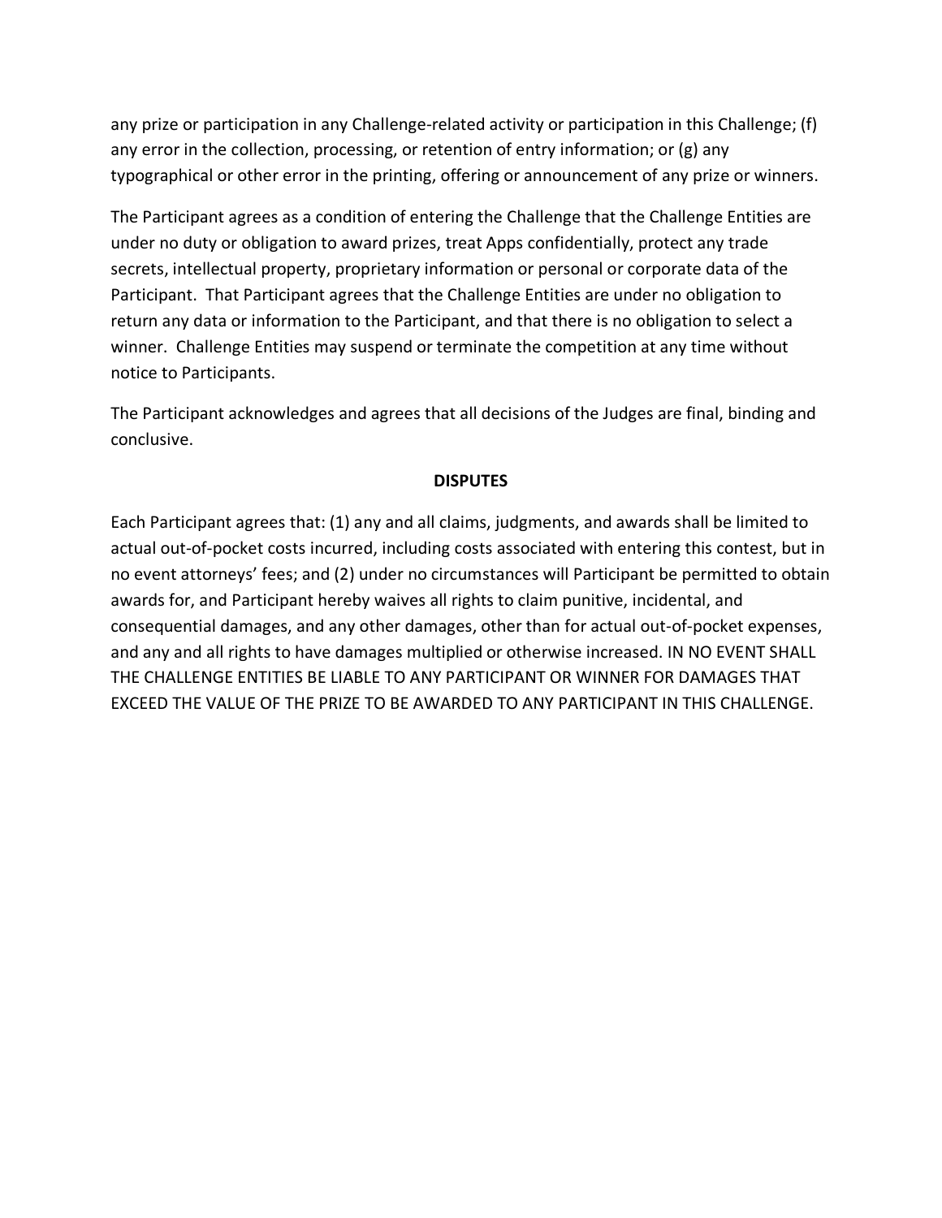any prize or participation in any Challenge-related activity or participation in this Challenge; (f) any error in the collection, processing, or retention of entry information; or (g) any typographical or other error in the printing, offering or announcement of any prize or winners.

The Participant agrees as a condition of entering the Challenge that the Challenge Entities are under no duty or obligation to award prizes, treat Apps confidentially, protect any trade secrets, intellectual property, proprietary information or personal or corporate data of the Participant. That Participant agrees that the Challenge Entities are under no obligation to return any data or information to the Participant, and that there is no obligation to select a winner. Challenge Entities may suspend or terminate the competition at any time without notice to Participants.

The Participant acknowledges and agrees that all decisions of the Judges are final, binding and conclusive.

## DISPUTES

Each Participant agrees that: (1) any and all claims, judgments, and awards shall be limited to actual out-of-pocket costs incurred, including costs associated with entering this contest, but in no event attorneys' fees; and (2) under no circumstances will Participant be permitted to obtain awards for, and Participant hereby waives all rights to claim punitive, incidental, and consequential damages, and any other damages, other than for actual out-of-pocket expenses, and any and all rights to have damages multiplied or otherwise increased. IN NO EVENT SHALL THE CHALLENGE ENTITIES BE LIABLE TO ANY PARTICIPANT OR WINNER FOR DAMAGES THAT EXCEED THE VALUE OF THE PRIZE TO BE AWARDED TO ANY PARTICIPANT IN THIS CHALLENGE.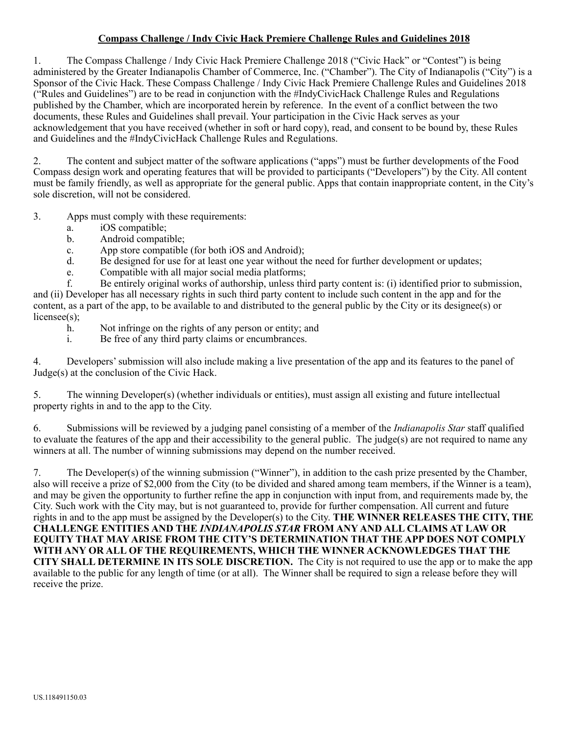**Compass Challenge / Indy Civic Hack Premiere Challenge Rules and Guidelines 2018**

1. The Compass Challenge / Indy Civic Hack Premiere Challenge 2018 ("Civic Hack" or "Contest") is being administered by the Greater Indianapolis Chamber of Commerce, Inc. ("Chamber"). The City of Indianapolis ("City") is a Sponsor of the Civic Hack. These Compass Challenge / Indy Civic Hack Premiere Challenge Rules and Guidelines 2018 ("Rules and Guidelines") are to be read in conjunction with the #IndyCivicHack Challenge Rules and Regulations published by the Chamber, which are incorporated herein by reference. In the event of a conflict between the two documents, these Rules and Guidelines shall prevail. Your participation in the Civic Hack serves as your acknowledgement that you have received (whether in soft or hard copy), read, and consent to be bound by, these Rules and Guidelines and the #IndyCivicHack Challenge Rules and Regulations.

2. The content and subject matter of the software applications ("apps") must be further developments of the Food Compass design work and operating features that will be provided to participants ("Developers") by the City. All content must be family friendly, as well as appropriate for the general public. Apps that contain inappropriate content, in the City's sole discretion, will not be considered.

3. Apps must comply with these requirements:
   a. iOS compatible;
   b. Android compatible;
   c. App store compatible (for both iOS and Android);
   d. Be designed for use for at least one year without the need for further development or updates;
   e. Compatible with all major social media platforms;
   f. Be entirely original works of authorship, unless third party content is: (i) identified prior to submission, and (ii) Developer has all necessary rights in such third party content to include such content in the app and for the content, as a part of the app, to be available to and distributed to the general public by the City or its designee(s) or licensee(s);
   h. Not infringe on the rights of any person or entity; and
   i. Be free of any third party claims or encumbrances.

4. Developers' submission will also include making a live presentation of the app and its features to the panel of Judge(s) at the conclusion of the Civic Hack.

5. The winning Developer(s) (whether individuals or entities), must assign all existing and future intellectual property rights in and to the app to the City.

6. Submissions will be reviewed by a judging panel consisting of a member of the *Indianapolis Star* staff qualified to evaluate the features of the app and their accessibility to the general public. The judge(s) are not required to name any winners at all. The number of winning submissions may depend on the number received.

7. The Developer(s) of the winning submission ("Winner"), in addition to the cash prize presented by the Chamber, also will receive a prize of $2,000 from the City (to be divided and shared among team members, if the Winner is a team), and may be given the opportunity to further refine the app in conjunction with input from, and requirements made by, the City. Such work with the City may, but is not guaranteed to, provide for further compensation. All current and future rights in and to the app must be assigned by the Developer(s) to the City. **THE WINNER RELEASES THE CITY, THE CHALLENGE ENTITIES AND THE *INDIANAPOLIS STAR* FROM ANY AND ALL CLAIMS AT LAW OR EQUITY THAT MAY ARISE FROM THE CITY'S DETERMINATION THAT THE APP DOES NOT COMPLY WITH ANY OR ALL OF THE REQUIREMENTS, WHICH THE WINNER ACKNOWLEDGES THAT THE CITY SHALL DETERMINE IN ITS SOLE DISCRETION.** The City is not required to use the app or to make the app available to the public for any length of time (or at all). The Winner shall be required to sign a release before they will receive the prize.

US.118491150.03